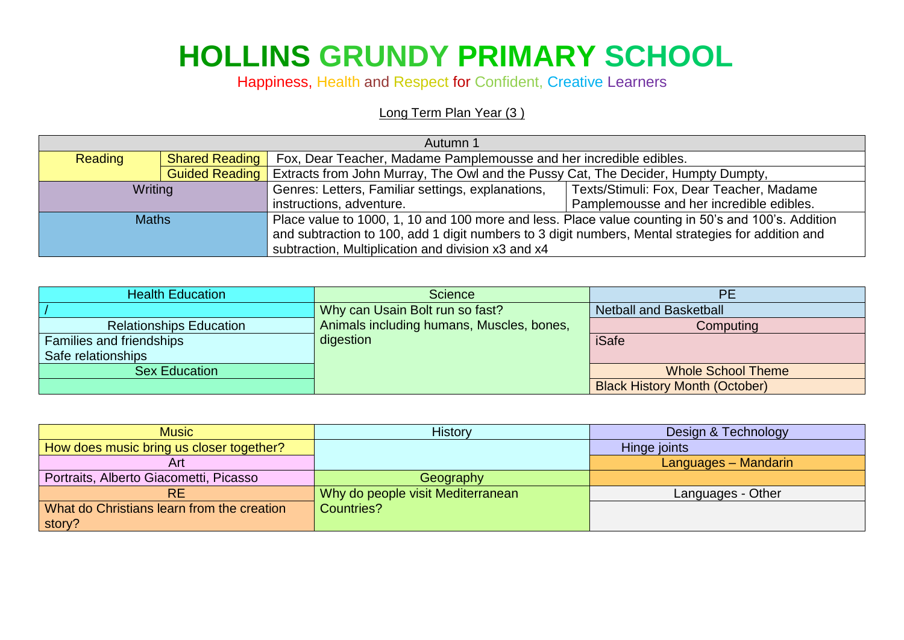# HOLLINS GRUNDY PRIMARY SCHOOL

Happiness, Health and Respect for Confident, Creative Learners

Long Term Plan Year (3 )

| Autumn 1 | | | |
|---|---|---|---|
| Reading | Shared Reading | Fox, Dear Teacher, Madame Pamplemousse and her incredible edibles. | |
| | Guided Reading | Extracts from John Murray, The Owl and the Pussy Cat, The Decider, Humpty Dumpty, | |
| Writing | | Genres: Letters, Familiar settings, explanations, instructions, adventure. | Texts/Stimuli: Fox, Dear Teacher, Madame Pamplemousse and her incredible edibles. |
| Maths | | Place value to 1000, 1, 10 and 100 more and less. Place value counting in 50's and 100's. Addition and subtraction to 100, add 1 digit numbers to 3 digit numbers, Mental strategies for addition and subtraction, Multiplication and division x3 and x4 | |

| Health Education | Science | PE |
|---|---|---|
| / | Why can Usain Bolt run so fast? Animals including humans, Muscles, bones, digestion | Netball and Basketball |
| Relationships Education | | Computing |
| Families and friendships<br>Safe relationships | | iSafe |
| Sex Education | | Whole School Theme |
| | | Black History Month (October) |

| Music | History | Design & Technology |
|---|---|---|
| How does music bring us closer together? | | Hinge joints |
| Art | | Languages – Mandarin |
| Portraits, Alberto Giacometti, Picasso | Geography | |
| RE | Why do people visit Mediterranean Countries? | Languages - Other |
| What do Christians learn from the creation story? | | |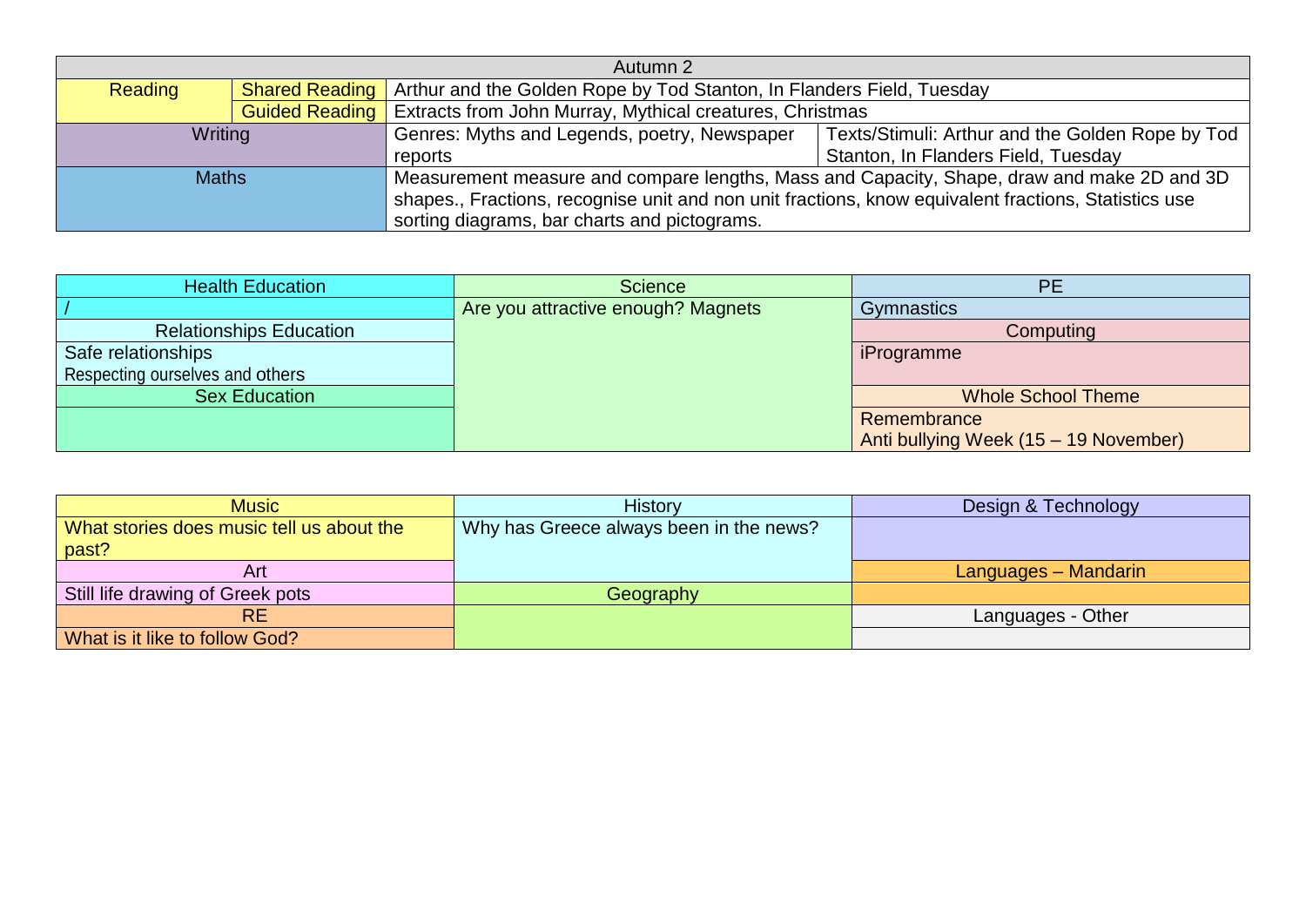| Autumn 2 | | | |
|---|---|---|---|
| Reading | Shared Reading | Arthur and the Golden Rope by Tod Stanton, In Flanders Field, Tuesday | |
| | Guided Reading | Extracts from John Murray, Mythical creatures, Christmas | |
| Writing | | Genres: Myths and Legends, poetry, Newspaper reports | Texts/Stimuli: Arthur and the Golden Rope by Tod Stanton, In Flanders Field, Tuesday |
| Maths | | Measurement measure and compare lengths, Mass and Capacity, Shape, draw and make 2D and 3D shapes., Fractions, recognise unit and non unit fractions, know equivalent fractions, Statistics use sorting diagrams, bar charts and pictograms. | |

| Health Education | Science | PE |
|---|---|---|
| / | Are you attractive enough? Magnets | Gymnastics |
| Relationships Education | | Computing |
| Safe relationships<br>Respecting ourselves and others | | iProgramme |
| Sex Education | | Whole School Theme |
| | | Remembrance<br>Anti bullying Week (15 – 19 November) |

| Music | History | Design & Technology |
|---|---|---|
| What stories does music tell us about the past? | Why has Greece always been in the news? | |
| Art | | Languages – Mandarin |
| Still life drawing of Greek pots | Geography | |
| RE | | Languages - Other |
| What is it like to follow God? | | |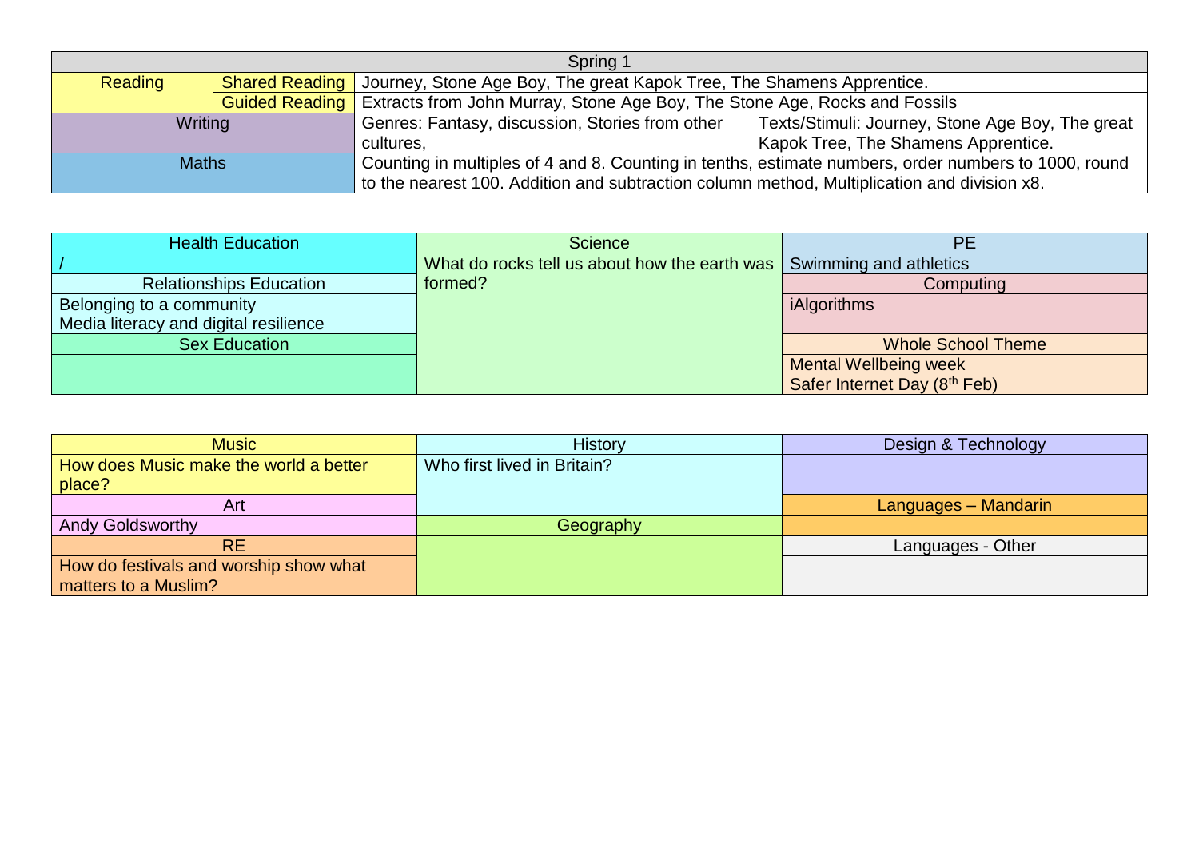| Spring 1 | | | |
|---|---|---|---|
| Reading | Shared Reading | Journey, Stone Age Boy, The great Kapok Tree, The Shamens Apprentice. | |
| | Guided Reading | Extracts from John Murray, Stone Age Boy, The Stone Age, Rocks and Fossils | |
| Writing | | Genres: Fantasy, discussion, Stories from other cultures, | Texts/Stimuli: Journey, Stone Age Boy, The great Kapok Tree, The Shamens Apprentice. |
| Maths | | Counting in multiples of 4 and 8. Counting in tenths, estimate numbers, order numbers to 1000, round to the nearest 100. Addition and subtraction column method, Multiplication and division x8. | |

| Health Education | Science | PE |
|---|---|---|
| / | What do rocks tell us about how the earth was formed? | Swimming and athletics |
| Relationships Education | | Computing |
| Belonging to a community<br>Media literacy and digital resilience | | iAlgorithms |
| Sex Education | | Whole School Theme |
| | | Mental Wellbeing week<br>Safer Internet Day (8th Feb) |

| Music | History | Design & Technology |
|---|---|---|
| How does Music make the world a better place? | Who first lived in Britain? | |
| Art | | Languages – Mandarin |
| Andy Goldsworthy | Geography | |
| RE | | Languages - Other |
| How do festivals and worship show what matters to a Muslim? | | |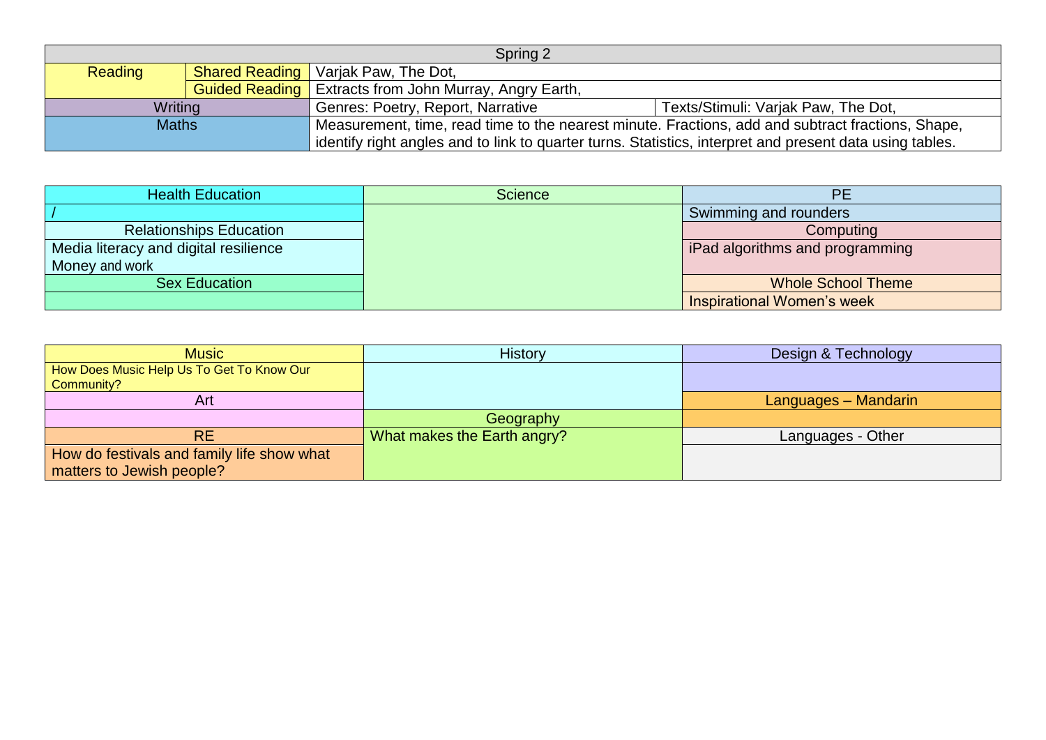| Spring 2 | | | |
|---|---|---|---|
| Reading | Shared Reading | Varjak Paw, The Dot, | |
| | Guided Reading | Extracts from John Murray, Angry Earth, | |
| Writing | | Genres: Poetry, Report, Narrative | Texts/Stimuli: Varjak Paw, The Dot, |
| Maths | | Measurement, time, read time to the nearest minute. Fractions, add and subtract fractions, Shape, identify right angles and to link to quarter turns. Statistics, interpret and present data using tables. | |

| Health Education | Science | PE |
|---|---|---|
| / | | Swimming and rounders |
| Relationships Education | | Computing |
| Media literacy and digital resilience<br>Money and work | | iPad algorithms and programming |
| Sex Education | | Whole School Theme |
| | | Inspirational Women's week |

| Music | History | Design & Technology |
|---|---|---|
| How Does Music Help Us To Get To Know Our Community? | | |
| Art | | Languages – Mandarin |
| | Geography | |
| RE | What makes the Earth angry? | Languages - Other |
| How do festivals and family life show what matters to Jewish people? | | |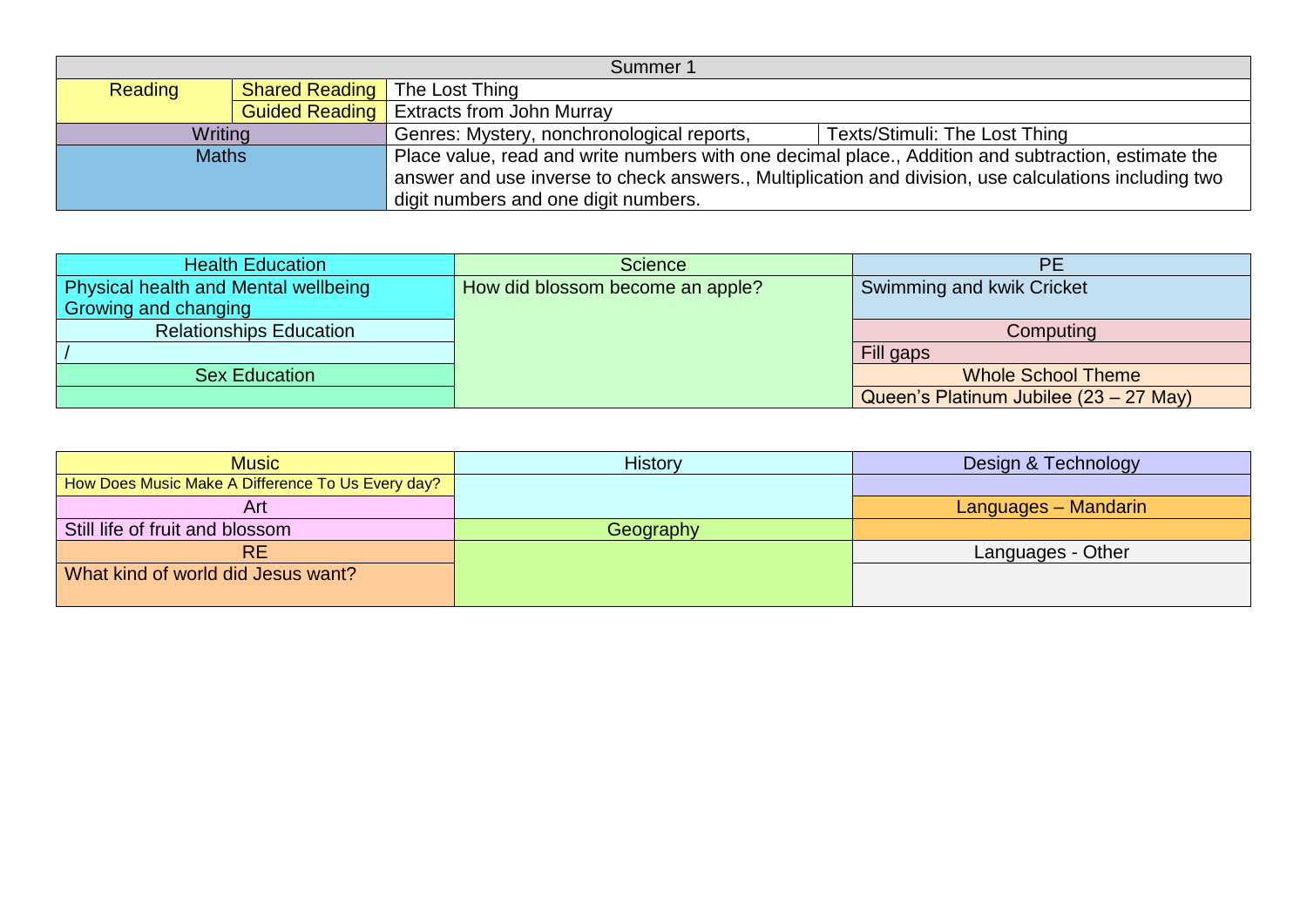| Summer 1 | | | |
|---|---|---|---|
| Reading | Shared Reading | The Lost Thing | |
| | Guided Reading | Extracts from John Murray | |
| Writing | | Genres: Mystery, nonchronological reports, | Texts/Stimuli: The Lost Thing |
| Maths | | Place value, read and write numbers with one decimal place., Addition and subtraction, estimate the answer and use inverse to check answers., Multiplication and division, use calculations including two digit numbers and one digit numbers. | |

| Health Education | Science | PE |
|---|---|---|
| Physical health and Mental wellbeing<br>Growing and changing | How did blossom become an apple? | Swimming and kwik Cricket |
| Relationships Education | | Computing |
| / | | Fill gaps |
| Sex Education | | Whole School Theme |
| | | Queen's Platinum Jubilee (23 – 27 May) |

| Music | History | Design & Technology |
|---|---|---|
| How Does Music Make A Difference To Us Every day? | | |
| Art | | Languages – Mandarin |
| Still life of fruit and blossom | Geography | |
| RE | | Languages - Other |
| What kind of world did Jesus want? | | |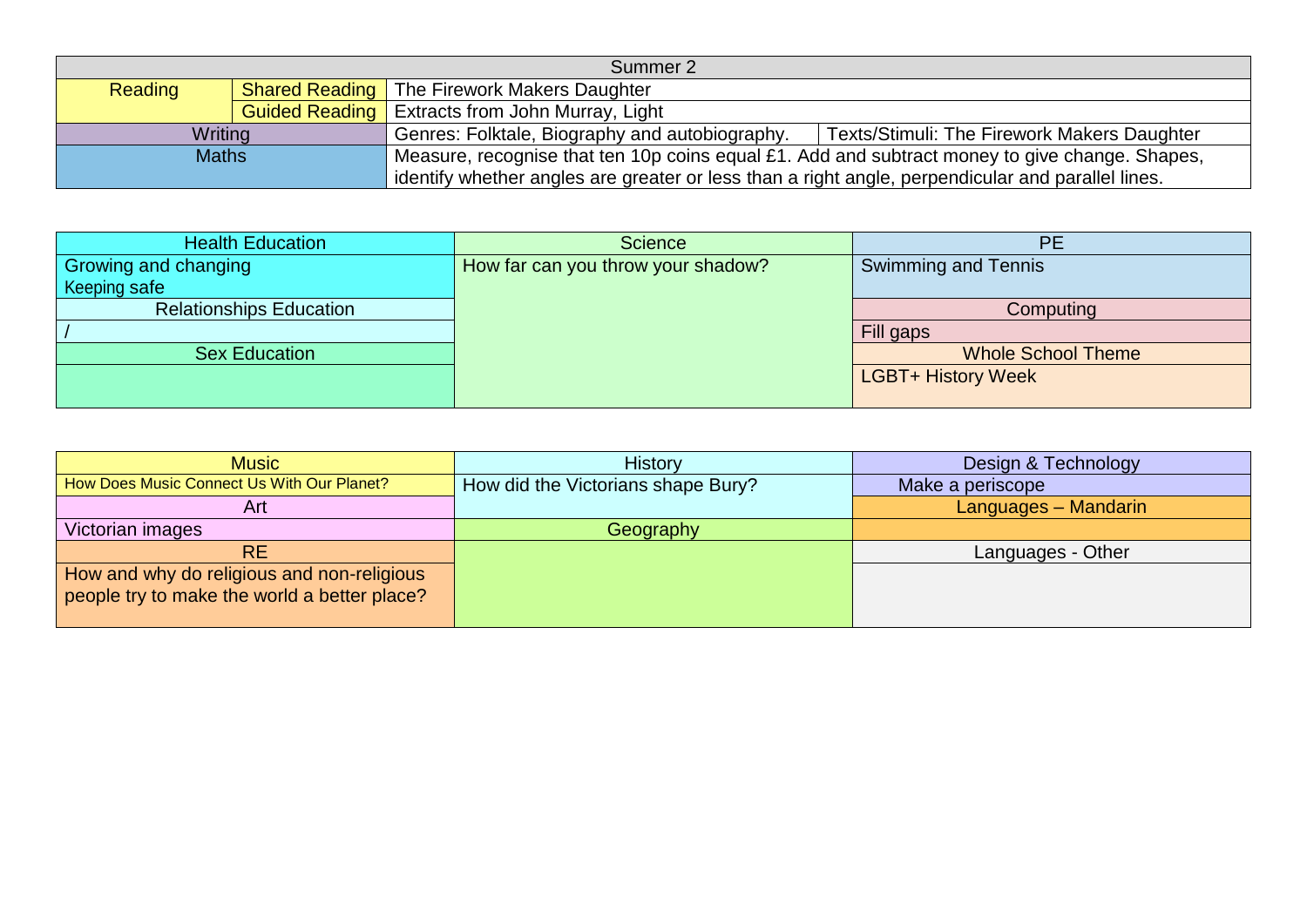| Summer 2 | | | |
|---|---|---|---|
| Reading | Shared Reading | The Firework Makers Daughter | |
| | Guided Reading | Extracts from John Murray, Light | |
| Writing | | Genres: Folktale, Biography and autobiography. | Texts/Stimuli: The Firework Makers Daughter |
| Maths | | Measure, recognise that ten 10p coins equal £1. Add and subtract money to give change. Shapes, identify whether angles are greater or less than a right angle, perpendicular and parallel lines. | |

| Health Education | Science | PE |
|---|---|---|
| Growing and changing<br>Keeping safe | How far can you throw your shadow? | Swimming and Tennis |
| Relationships Education | | Computing |
| / | | Fill gaps |
| Sex Education | | Whole School Theme |
| | | LGBT+ History Week |

| Music | History | Design & Technology |
|---|---|---|
| How Does Music Connect Us With Our Planet? | How did the Victorians shape Bury? | Make a periscope |
| Art | | Languages – Mandarin |
| Victorian images | Geography | |
| RE | | Languages - Other |
| How and why do religious and non-religious people try to make the world a better place? | | |